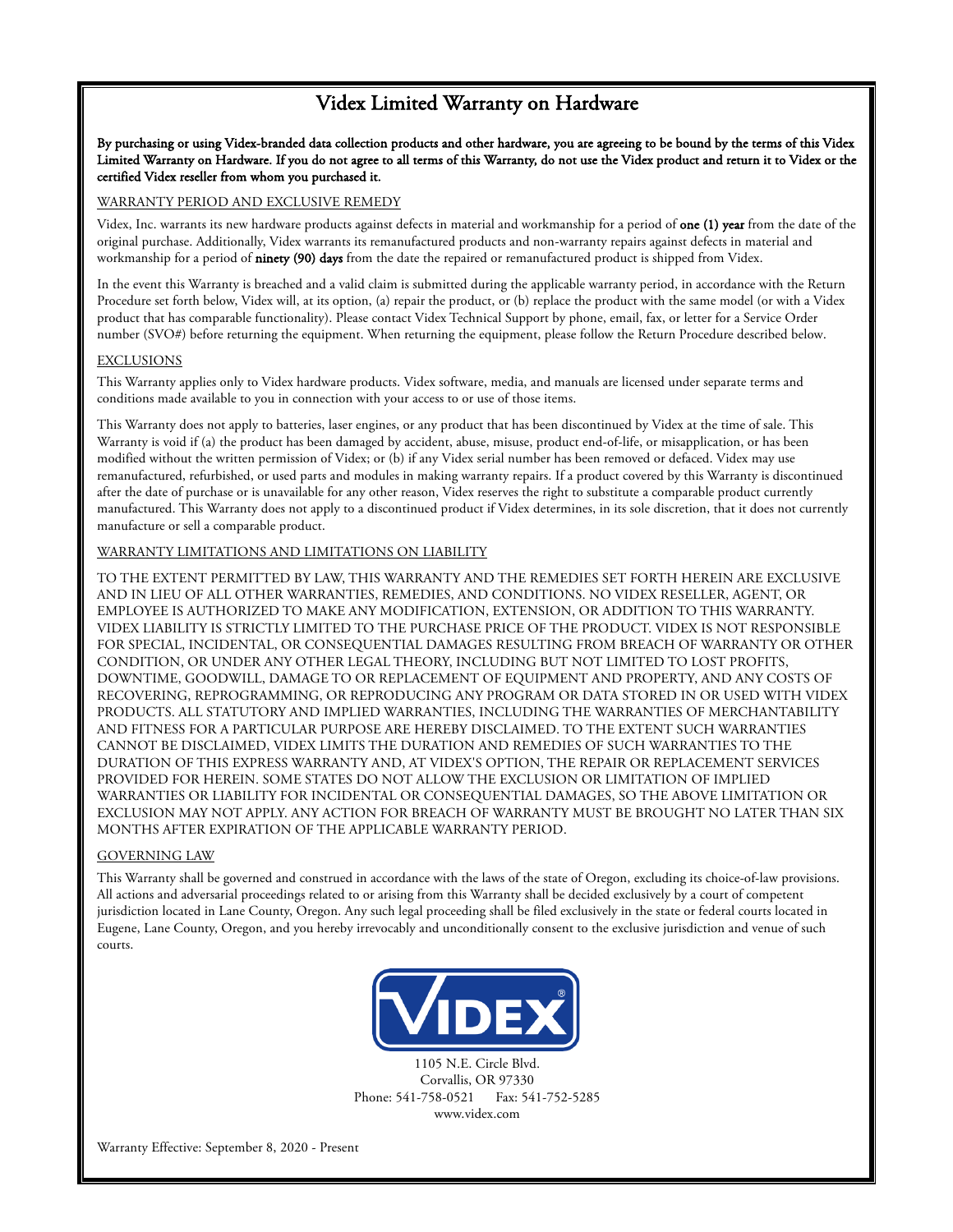# Videx Limited Warranty on Hardware

**By purchasing or using Videx-branded data collection products and other hardware, you are agreeing to be bound by the terms of this Videx Limited Warranty on Hardware. If you do not agree to all terms of this Warranty, do not use the Videx product and return it to Videx or the certified Videx reseller from whom you purchased it.**

## WARRANTY PERIOD AND EXCLUSIVE REMEDY

Videx, Inc. warrants its new hardware products against defects in material and workmanship for a period of **one (1) year** from the date of the original purchase. Additionally, Videx warrants its remanufactured products and non-warranty repairs against defects in material and workmanship for a period of **ninety (90) days** from the date the repaired or remanufactured product is shipped from Videx.

In the event this Warranty is breached and a valid claim is submitted during the applicable warranty period, in accordance with the Return Procedure set forth below, Videx will, at its option, (a) repair the product, or (b) replace the product with the same model (or with a Videx product that has comparable functionality). Please contact Videx Technical Support by phone, email, fax, or letter for a Service Order number (SVO#) before returning the equipment. When returning the equipment, please follow the Return Procedure described below.

## EXCLUSIONS

This Warranty applies only to Videx hardware products. Videx software, media, and manuals are licensed under separate terms and conditions made available to you in connection with your access to or use of those items.

This Warranty does not apply to batteries, laser engines, or any product that has been discontinued by Videx at the time of sale. This Warranty is void if (a) the product has been damaged by accident, abuse, misuse, product end-of-life, or misapplication, or has been modified without the written permission of Videx; or (b) if any Videx serial number has been removed or defaced. Videx may use remanufactured, refurbished, or used parts and modules in making warranty repairs. If a product covered by this Warranty is discontinued after the date of purchase or is unavailable for any other reason, Videx reserves the right to substitute a comparable product currently manufactured. This Warranty does not apply to a discontinued product if Videx determines, in its sole discretion, that it does not currently manufacture or sell a comparable product.

## WARRANTY LIMITATIONS AND LIMITATIONS ON LIABILITY

TO THE EXTENT PERMITTED BY LAW, THIS WARRANTY AND THE REMEDIES SET FORTH HEREIN ARE EXCLUSIVE AND IN LIEU OF ALL OTHER WARRANTIES, REMEDIES, AND CONDITIONS. NO VIDEX RESELLER, AGENT, OR EMPLOYEE IS AUTHORIZED TO MAKE ANY MODIFICATION, EXTENSION, OR ADDITION TO THIS WARRANTY. VIDEX LIABILITY IS STRICTLY LIMITED TO THE PURCHASE PRICE OF THE PRODUCT. VIDEX IS NOT RESPONSIBLE FOR SPECIAL, INCIDENTAL, OR CONSEQUENTIAL DAMAGES RESULTING FROM BREACH OF WARRANTY OR OTHER CONDITION, OR UNDER ANY OTHER LEGAL THEORY, INCLUDING BUT NOT LIMITED TO LOST PROFITS, DOWNTIME, GOODWILL, DAMAGE TO OR REPLACEMENT OF EQUIPMENT AND PROPERTY, AND ANY COSTS OF RECOVERING, REPROGRAMMING, OR REPRODUCING ANY PROGRAM OR DATA STORED IN OR USED WITH VIDEX PRODUCTS. ALL STATUTORY AND IMPLIED WARRANTIES, INCLUDING THE WARRANTIES OF MERCHANTABILITY AND FITNESS FOR A PARTICULAR PURPOSE ARE HEREBY DISCLAIMED. TO THE EXTENT SUCH WARRANTIES CANNOT BE DISCLAIMED, VIDEX LIMITS THE DURATION AND REMEDIES OF SUCH WARRANTIES TO THE DURATION OF THIS EXPRESS WARRANTY AND, AT VIDEX'S OPTION, THE REPAIR OR REPLACEMENT SERVICES PROVIDED FOR HEREIN. SOME STATES DO NOT ALLOW THE EXCLUSION OR LIMITATION OF IMPLIED WARRANTIES OR LIABILITY FOR INCIDENTAL OR CONSEQUENTIAL DAMAGES, SO THE ABOVE LIMITATION OR EXCLUSION MAY NOT APPLY. ANY ACTION FOR BREACH OF WARRANTY MUST BE BROUGHT NO LATER THAN SIX MONTHS AFTER EXPIRATION OF THE APPLICABLE WARRANTY PERIOD.

## GOVERNING LAW

This Warranty shall be governed and construed in accordance with the laws of the state of Oregon, excluding its choice-of-law provisions. All actions and adversarial proceedings related to or arising from this Warranty shall be decided exclusively by a court of competent jurisdiction located in Lane County, Oregon. Any such legal proceeding shall be filed exclusively in the state or federal courts located in Eugene, Lane County, Oregon, and you hereby irrevocably and unconditionally consent to the exclusive jurisdiction and venue of such courts.

VIDEX®

1105 N.E. Circle Blvd.
Corvallis, OR 97330
Phone: 541-758-0521 Fax: 541-752-5285
www.videx.com

Warranty Effective: September 8, 2020 - Present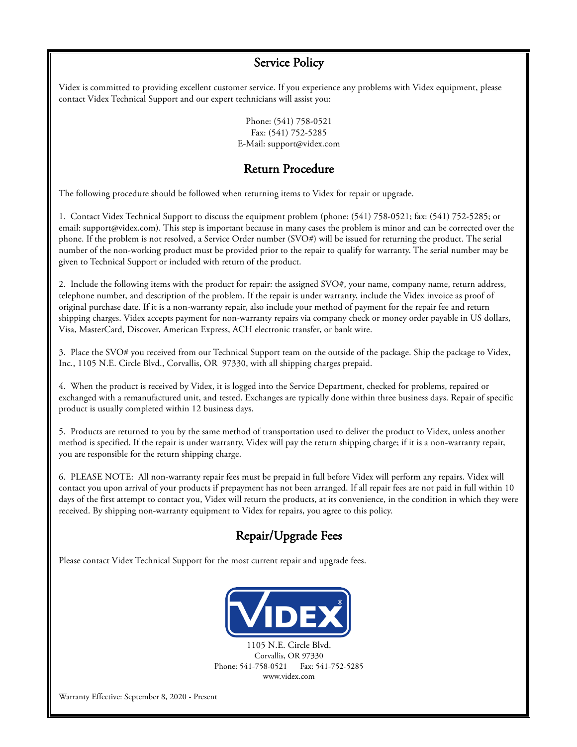## Service Policy

Videx is committed to providing excellent customer service. If you experience any problems with Videx equipment, please contact Videx Technical Support and our expert technicians will assist you:

Phone: (541) 758-0521
Fax: (541) 752-5285
E-Mail: support@videx.com

## Return Procedure

The following procedure should be followed when returning items to Videx for repair or upgrade.

1. Contact Videx Technical Support to discuss the equipment problem (phone: (541) 758-0521; fax: (541) 752-5285; or email: support@videx.com). This step is important because in many cases the problem is minor and can be corrected over the phone. If the problem is not resolved, a Service Order number (SVO#) will be issued for returning the product. The serial number of the non-working product must be provided prior to the repair to qualify for warranty. The serial number may be given to Technical Support or included with return of the product.

2. Include the following items with the product for repair: the assigned SVO#, your name, company name, return address, telephone number, and description of the problem. If the repair is under warranty, include the Videx invoice as proof of original purchase date. If it is a non-warranty repair, also include your method of payment for the repair fee and return shipping charges. Videx accepts payment for non-warranty repairs via company check or money order payable in US dollars, Visa, MasterCard, Discover, American Express, ACH electronic transfer, or bank wire.

3. Place the SVO# you received from our Technical Support team on the outside of the package. Ship the package to Videx, Inc., 1105 N.E. Circle Blvd., Corvallis, OR 97330, with all shipping charges prepaid.

4. When the product is received by Videx, it is logged into the Service Department, checked for problems, repaired or exchanged with a remanufactured unit, and tested. Exchanges are typically done within three business days. Repair of specific product is usually completed within 12 business days.

5. Products are returned to you by the same method of transportation used to deliver the product to Videx, unless another method is specified. If the repair is under warranty, Videx will pay the return shipping charge; if it is a non-warranty repair, you are responsible for the return shipping charge.

6. PLEASE NOTE: All non-warranty repair fees must be prepaid in full before Videx will perform any repairs. Videx will contact you upon arrival of your products if prepayment has not been arranged. If all repair fees are not paid in full within 10 days of the first attempt to contact you, Videx will return the products, at its convenience, in the condition in which they were received. By shipping non-warranty equipment to Videx for repairs, you agree to this policy.

## Repair/Upgrade Fees

Please contact Videx Technical Support for the most current repair and upgrade fees.

VIDEX®

1105 N.E. Circle Blvd.
Corvallis, OR 97330
Phone: 541-758-0521 Fax: 541-752-5285
www.videx.com

Warranty Effective: September 8, 2020 - Present